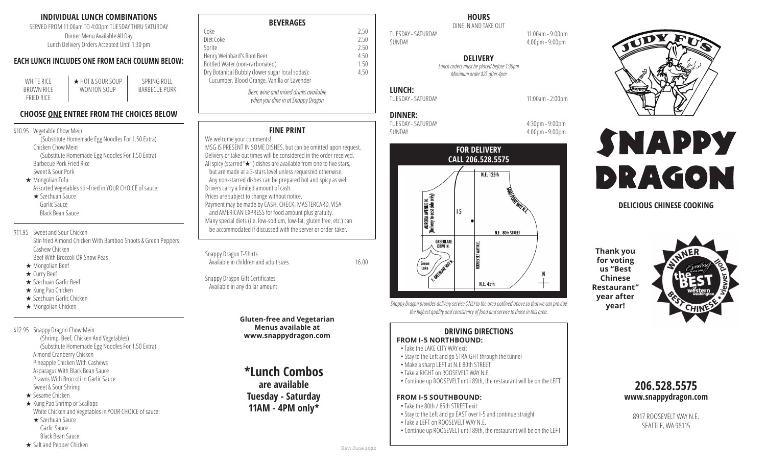## INDIVIDUAL LUNCH COMBINATIONS

SERVED FROM 11:00am TO 4:00pm TUESDAY THRU SATURDAY
Dinner Menu Available All Day
Lunch Delivery Orders Accepted Until 1:30 pm

### EACH LUNCH INCLUDES ONE FROM EACH COLUMN BELOW:

| | | |
|---|---|---|
| WHITE RICE | ★ HOT & SOUR SOUP | SPRING ROLL |
| BROWN RICE | WONTON SOUP | BARBECUE PORK |
| FRIED RICE | | |

### CHOOSE ONE ENTREE FROM THE CHOICES BELOW

**$10.95**
- Vegetable Chow Mein
  (Substitute Homemade Egg Noodles For 1.50 Extra)
- Chicken Chow Mein
  (Substitute Homemade Egg Noodles For 1.50 Extra)
- Barbecue Pork Fried Rice
- Sweet & Sour Pork
- ★ Mongolian Tofu
- Assorted Vegetables stir-fried in YOUR CHOICE of sauce:
  - ★ Szechuan Sauce
  - Garlic Sauce
  - Black Bean Sauce

**$11.95**
- Sweet and Sour Chicken
- Stir-fried Almond Chicken With Bamboo Shoots & Green Peppers
- Cashew Chicken
- Beef With Broccoli OR Snow Peas
- ★ Mongolian Beef
- ★ Curry Beef
- ★ Szechuan Garlic Beef
- ★ Kung Pao Chicken
- ★ Szechuan Garlic Chicken
- ★ Mongolian Chicken

**$12.95**
- Snappy Dragon Chow Mein
  (Shrimp, Beef, Chicken And Vegetables)
  (Substitute Homemade Egg Noodles For 1.50 Extra)
- Almond Cranberry Chicken
- Pineapple Chicken With Cashews
- Asparagus With Black Bean Sauce
- Prawns With Broccoli In Garlic Sauce
- Sweet & Sour Shrimp
- ★ Sesame Chicken
- ★ Kung Pao Shrimp or Scallops
- White Chicken and Vegetables in YOUR CHOICE of sauce:
  - ★ Szechuan Sauce
  - Garlic Sauce
  - Black Bean Sauce
- ★ Salt and Pepper Chicken

## BEVERAGES

| | |
|---|---|
| Coke | 2.50 |
| Diet Coke | 2.50 |
| Sprite | 2.50 |
| Henry Weinhard's Root Beer | 4.50 |
| Bottled Water (non-carbonated) | 1.50 |
| Dry Botanical Bubbly (lower sugar local sodas): Cucumber, Blood Orange, Vanilla or Lavender | 4.50 |

*Beer, wine and mixed drinks available when you dine in at Snappy Dragon*

## FINE PRINT

We welcome your comments!
MSG IS PRESENT IN SOME DISHES, but can be omitted upon request.
Delivery or take out times will be considered in the order received.
All spicy (starred "★") dishes are available from one to five stars, but are made at a 3-stars level unless requested otherwise.
Any non-starred dishes can be prepared hot and spicy as well.
Drivers carry a limited amount of cash.
Prices are subject to change without notice.
Payment may be made by CASH, CHECK, MASTERCARD, VISA and AMERICAN EXPRESS for food amount plus gratuity.
Many special diets (i.e. low-sodium, low-fat, gluten free, etc.) can be accommodated if discussed with the server or order-taker.

Snappy Dragon T-Shirts
Available in children and adult sizes — 16.00

Snappy Dragon Gift Certificates
Available in any dollar amount

**Gluten-free and Vegetarian Menus available at www.snappydragon.com**

# *Lunch Combos
## are available Tuesday - Saturday 11AM - 4PM only*

Rev: June 2022

## HOURS

DINE IN AND TAKE OUT

| | |
|---|---|
| TUESDAY - SATURDAY | 11:00am - 9:00pm |
| SUNDAY | 4:00pm - 9:00pm |

### DELIVERY

*Lunch orders must be placed before 1:30pm*
*Minimum order $25 after 4pm*

**LUNCH:**

| | |
|---|---|
| TUESDAY - SATURDAY | 11:00am - 2:00pm |

**DINNER:**

| | |
|---|---|
| TUESDAY - SATURDAY | 4:30pm - 9:00pm |
| SUNDAY | 4:00pm - 9:00pm |

### FOR DELIVERY CALL 206.528.5575

N.E. 125th — SAND POINT WAY N.E. — AURORA AVENUE N. (Delivery to east side only) — I-5 — N.E. 80th STREET — GREENLAKE DRIVE N. — Green Lake — E. GREENLAKE WAY N. — ROOSEVELT WAY N.E. — N.E. 45th — N

*Snappy Dragon provides delivery service ONLY to the area outlined above so that we can provide the highest quality and consistency of food and service to those in this area.*

## DRIVING DIRECTIONS

**FROM I-5 NORTHBOUND:**
- Take the LAKE CITY WAY exit
- Stay to the Left and go STRAIGHT through the tunnel
- Make a sharp LEFT at N.E 80th STREET
- Take a RIGHT on ROOSEVELT WAY N.E.
- Continue up ROOSEVELT until 89th, the restaurant will be on the LEFT

**FROM I-5 SOUTHBOUND:**
- Take the 80th / 85th STREET exit
- Stay to the Left and go EAST over I-5 and continue straight
- Take a LEFT on ROOSEVELT WAY N.E.
- Continue up ROOSEVELT until 89th, the restaurant will be on the LEFT

JUDY FU'S

# SNAPPY DRAGON

**DELICIOUS CHINESE COOKING**

**Thank you for voting us "Best Chinese Restaurant" year after year!**

WINNER — Evening Magazine — the BEST of western washington — viewer poll — BEST CHINESE

## 206.528.5575
**www.snappydragon.com**

8917 ROOSEVELT WAY N.E.
SEATTLE, WA 98115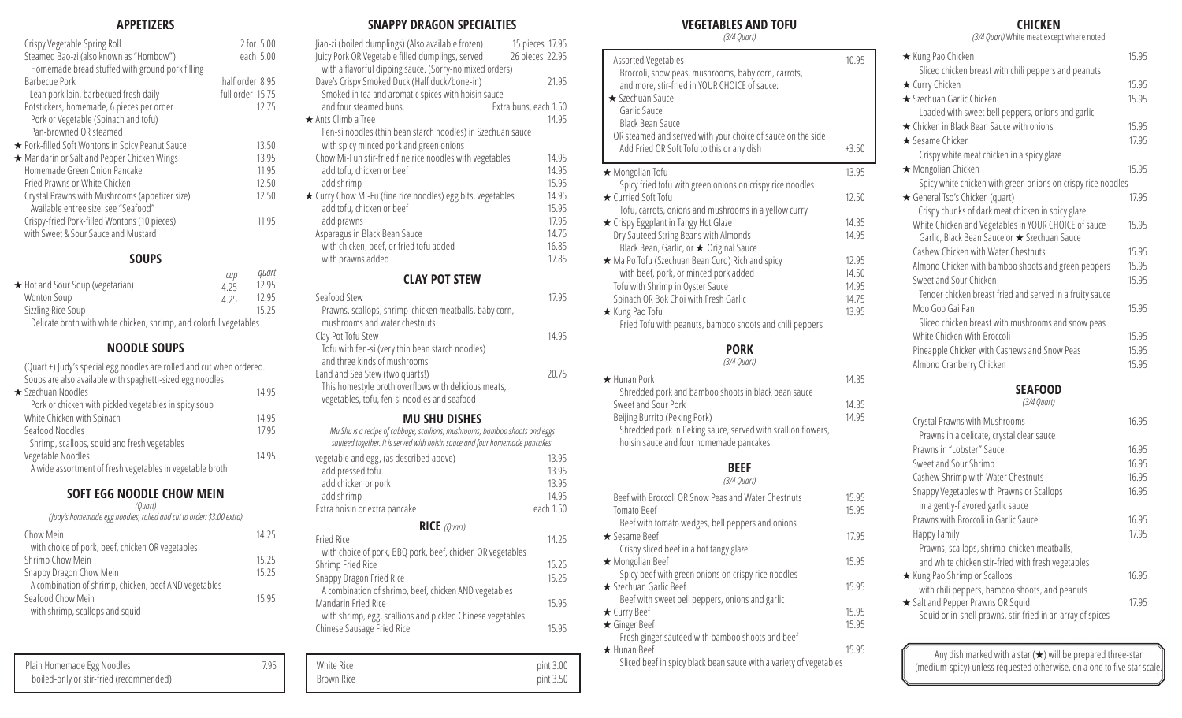## APPETIZERS

| | |
|---|---|
| Crispy Vegetable Spring Roll | 2 for 5.00 |
| Steamed Bao-zi (also known as "Hombow") | each 5.00 |
| Homemade bread stuffed with ground pork filling | |
| Barbecue Pork | half order 8.95 |
| Lean pork loin, barbecued fresh daily | full order 15.75 |
| Potstickers, homemade, 6 pieces per order | 12.75 |
| Pork or Vegetable (Spinach and tofu) | |
| Pan-browned OR steamed | |
| ★ Pork-filled Soft Wontons in Spicy Peanut Sauce | 13.50 |
| ★ Mandarin or Salt and Pepper Chicken Wings | 13.95 |
| Homemade Green Onion Pancake | 11.95 |
| Fried Prawns or White Chicken | 12.50 |
| Crystal Prawns with Mushrooms (appetizer size) | 12.50 |
| Available entree size: see "Seafood" | |
| Crispy-fried Pork-filled Wontons (10 pieces) | 11.95 |
| with Sweet & Sour Sauce and Mustard | |

## SOUPS

| | cup | quart |
|---|---|---|
| ★ Hot and Sour Soup (vegetarian) | 4.25 | 12.95 |
| Wonton Soup | 4.25 | 12.95 |
| Sizzling Rice Soup | | 15.25 |

Delicate broth with white chicken, shrimp, and colorful vegetables

## NOODLE SOUPS

(Quart +) Judy's special egg noodles are rolled and cut when ordered. Soups are also available with spaghetti-sized egg noodles.

| | |
|---|---|
| ★ Szechuan Noodles | 14.95 |
| Pork or chicken with pickled vegetables in spicy soup | |
| White Chicken with Spinach | 14.95 |
| Seafood Noodles | 17.95 |
| Shrimp, scallops, squid and fresh vegetables | |
| Vegetable Noodles | 14.95 |
| A wide assortment of fresh vegetables in vegetable broth | |

## SOFT EGG NOODLE CHOW MEIN

*(Quart)*

*(Judy's homemade egg noodles, rolled and cut to order: $3.00 extra)*

| | |
|---|---|
| Chow Mein | 14.25 |
| with choice of pork, beef, chicken OR vegetables | |
| Shrimp Chow Mein | 15.25 |
| Snappy Dragon Chow Mein | 15.25 |
| A combination of shrimp, chicken, beef AND vegetables | |
| Seafood Chow Mein | 15.95 |
| with shrimp, scallops and squid | |

| | |
|---|---|
| Plain Homemade Egg Noodles | 7.95 |
| boiled-only or stir-fried (recommended) | |

## SNAPPY DRAGON SPECIALTIES

| | |
|---|---|
| Jiao-zi (boiled dumplings) (Also available frozen) | 15 pieces 17.95 |
| Juicy Pork OR Vegetable filled dumplings, served | 26 pieces 22.95 |
| with a flavorful dipping sauce. (Sorry-no mixed orders) | |
| Dave's Crispy Smoked Duck (Half duck/bone-in) | 21.95 |
| Smoked in tea and aromatic spices with hoisin sauce | |
| and four steamed buns. | Extra buns, each 1.50 |
| ★ Ants Climb a Tree | 14.95 |
| Fen-si noodles (thin bean starch noodles) in Szechuan sauce | |
| with spicy minced pork and green onions | |
| Chow Mi-Fun stir-fried fine rice noodles with vegetables | 14.95 |
| add tofu, chicken or beef | 14.95 |
| add shrimp | 15.95 |
| ★ Curry Chow Mi-Fu (fine rice noodles) egg bits, vegetables | 14.95 |
| add tofu, chicken or beef | 15.95 |
| add prawns | 17.95 |
| Asparagus in Black Bean Sauce | 14.75 |
| with chicken, beef, or fried tofu added | 16.85 |
| with prawns added | 17.85 |

## CLAY POT STEW

| | |
|---|---|
| Seafood Stew | 17.95 |
| Prawns, scallops, shrimp-chicken meatballs, baby corn, mushrooms and water chestnuts | |
| Clay Pot Tofu Stew | 14.95 |
| Tofu with fen-si (very thin bean starch noodles) and three kinds of mushrooms | |
| Land and Sea Stew (two quarts!) | 20.75 |
| This homestyle broth overflows with delicious meats, vegetables, tofu, fen-si noodles and seafood | |

## MU SHU DISHES

*Mu Shu is a recipe of cabbage, scallions, mushrooms, bamboo shoots and eggs sauteed together. It is served with hoisin sauce and four homemade pancakes.*

| | |
|---|---|
| vegetable and egg, (as described above) | 13.95 |
| add pressed tofu | 13.95 |
| add chicken or pork | 13.95 |
| add shrimp | 14.95 |
| Extra hoisin or extra pancake | each 1.50 |

## RICE *(Quart)*

| | |
|---|---|
| Fried Rice | 14.25 |
| with choice of pork, BBQ pork, beef, chicken OR vegetables | |
| Shrimp Fried Rice | 15.25 |
| Snappy Dragon Fried Rice | 15.25 |
| A combination of shrimp, beef, chicken AND vegetables | |
| Mandarin Fried Rice | 15.95 |
| with shrimp, egg, scallions and pickled Chinese vegetables | |
| Chinese Sausage Fried Rice | 15.95 |

| | |
|---|---|
| White Rice | pint 3.00 |
| Brown Rice | pint 3.50 |

## VEGETABLES AND TOFU

*(3/4 Quart)*

| | |
|---|---|
| Assorted Vegetables | 10.95 |
| Broccoli, snow peas, mushrooms, baby corn, carrots, and more, stir-fried in YOUR CHOICE of sauce: | |
| ★ Szechuan Sauce | |
| Garlic Sauce | |
| Black Bean Sauce | |
| OR steamed and served with your choice of sauce on the side | |
| Add Fried OR Soft Tofu to this or any dish | +3.50 |

| | |
|---|---|
| ★ Mongolian Tofu | 13.95 |
| Spicy fried tofu with green onions on crispy rice noodles | |
| ★ Curried Soft Tofu | 12.50 |
| Tofu, carrots, onions and mushrooms in a yellow curry | |
| ★ Crispy Eggplant in Tangy Hot Glaze | 14.35 |
| Dry Sauteed String Beans with Almonds | 14.95 |
| Black Bean, Garlic, or ★ Original Sauce | |
| ★ Ma Po Tofu (Szechuan Bean Curd) Rich and spicy | 12.95 |
| with beef, pork, or minced pork added | 14.50 |
| Tofu with Shrimp in Oyster Sauce | 14.95 |
| Spinach OR Bok Choi with Fresh Garlic | 14.75 |
| ★ Kung Pao Tofu | 13.95 |
| Fried Tofu with peanuts, bamboo shoots and chili peppers | |

## PORK

*(3/4 Quart)*

| | |
|---|---|
| ★ Hunan Pork | 14.35 |
| Shredded pork and bamboo shoots in black bean sauce | |
| Sweet and Sour Pork | 14.35 |
| Beijing Burrito (Peking Pork) | 14.95 |
| Shredded pork in Peking sauce, served with scallion flowers, hoisin sauce and four homemade pancakes | |

## BEEF

*(3/4 Quart)*

| | |
|---|---|
| Beef with Broccoli OR Snow Peas and Water Chestnuts | 15.95 |
| Tomato Beef | 15.95 |
| Beef with tomato wedges, bell peppers and onions | |
| ★ Sesame Beef | 17.95 |
| Crispy sliced beef in a hot tangy glaze | |
| ★ Mongolian Beef | 15.95 |
| Spicy beef with green onions on crispy rice noodles | |
| ★ Szechuan Garlic Beef | 15.95 |
| Beef with sweet bell peppers, onions and garlic | |
| ★ Curry Beef | 15.95 |
| ★ Ginger Beef | 15.95 |
| Fresh ginger sauteed with bamboo shoots and beef | |
| ★ Hunan Beef | 15.95 |
| Sliced beef in spicy black bean sauce with a variety of vegetables | |

## CHICKEN

*(3/4 Quart)* White meat except where noted

| | |
|---|---|
| ★ Kung Pao Chicken | 15.95 |
| Sliced chicken breast with chili peppers and peanuts | |
| ★ Curry Chicken | 15.95 |
| ★ Szechuan Garlic Chicken | 15.95 |
| Loaded with sweet bell peppers, onions and garlic | |
| ★ Chicken in Black Bean Sauce with onions | 15.95 |
| ★ Sesame Chicken | 17.95 |
| Crispy white meat chicken in a spicy glaze | |
| ★ Mongolian Chicken | 15.95 |
| Spicy white chicken with green onions on crispy rice noodles | |
| ★ General Tso's Chicken (quart) | 17.95 |
| Crispy chunks of dark meat chicken in spicy glaze | |
| White Chicken and Vegetables in YOUR CHOICE of sauce | 15.95 |
| Garlic, Black Bean Sauce or ★ Szechuan Sauce | |
| Cashew Chicken with Water Chestnuts | 15.95 |
| Almond Chicken with bamboo shoots and green peppers | 15.95 |
| Sweet and Sour Chicken | 15.95 |
| Tender chicken breast fried and served in a fruity sauce | |
| Moo Goo Gai Pan | 15.95 |
| Sliced chicken breast with mushrooms and snow peas | |
| White Chicken With Broccoli | 15.95 |
| Pineapple Chicken with Cashews and Snow Peas | 15.95 |
| Almond Cranberry Chicken | 15.95 |

## SEAFOOD

*(3/4 Quart)*

| | |
|---|---|
| Crystal Prawns with Mushrooms | 16.95 |
| Prawns in a delicate, crystal clear sauce | |
| Prawns in "Lobster" Sauce | 16.95 |
| Sweet and Sour Shrimp | 16.95 |
| Cashew Shrimp with Water Chestnuts | 16.95 |
| Snappy Vegetables with Prawns or Scallops | 16.95 |
| in a gently-flavored garlic sauce | |
| Prawns with Broccoli in Garlic Sauce | 16.95 |
| Happy Family | 17.95 |
| Prawns, scallops, shrimp-chicken meatballs, and white chicken stir-fried with fresh vegetables | |
| ★ Kung Pao Shrimp or Scallops | 16.95 |
| with chili peppers, bamboo shoots, and peanuts | |
| ★ Salt and Pepper Prawns OR Squid | 17.95 |
| Squid or in-shell prawns, stir-fried in an array of spices | |

Any dish marked with a star (★) will be prepared three-star (medium-spicy) unless requested otherwise, on a one to five star scale.